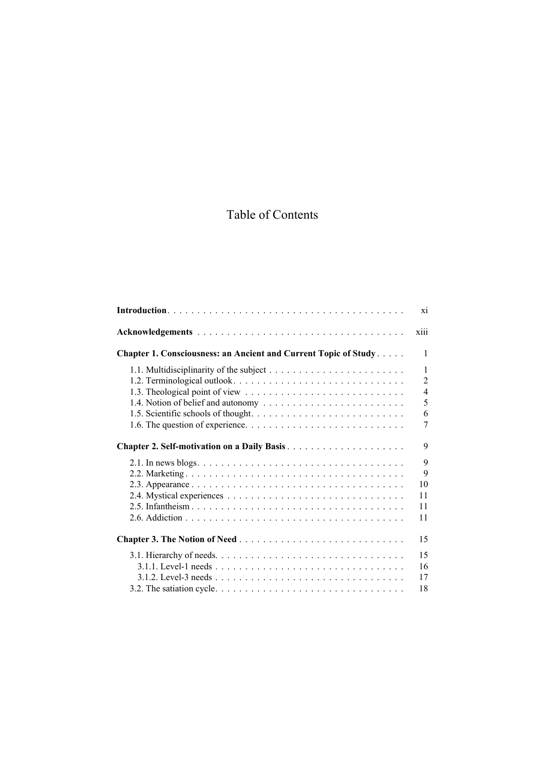# Table of Contents

| | |
|---|---|
| **Introduction** | xi |
| **Acknowledgements** | xiii |
| **Chapter 1. Consciousness: an Ancient and Current Topic of Study** | 1 |
| 1.1. Multidisciplinarity of the subject | 1 |
| 1.2. Terminological outlook | 2 |
| 1.3. Theological point of view | 4 |
| 1.4. Notion of belief and autonomy | 5 |
| 1.5. Scientific schools of thought | 6 |
| 1.6. The question of experience | 7 |
| **Chapter 2. Self-motivation on a Daily Basis** | 9 |
| 2.1. In news blogs | 9 |
| 2.2. Marketing | 9 |
| 2.3. Appearance | 10 |
| 2.4. Mystical experiences | 11 |
| 2.5. Infantheism | 11 |
| 2.6. Addiction | 11 |
| **Chapter 3. The Notion of Need** | 15 |
| 3.1. Hierarchy of needs | 15 |
| 3.1.1. Level-1 needs | 16 |
| 3.1.2. Level-3 needs | 17 |
| 3.2. The satiation cycle | 18 |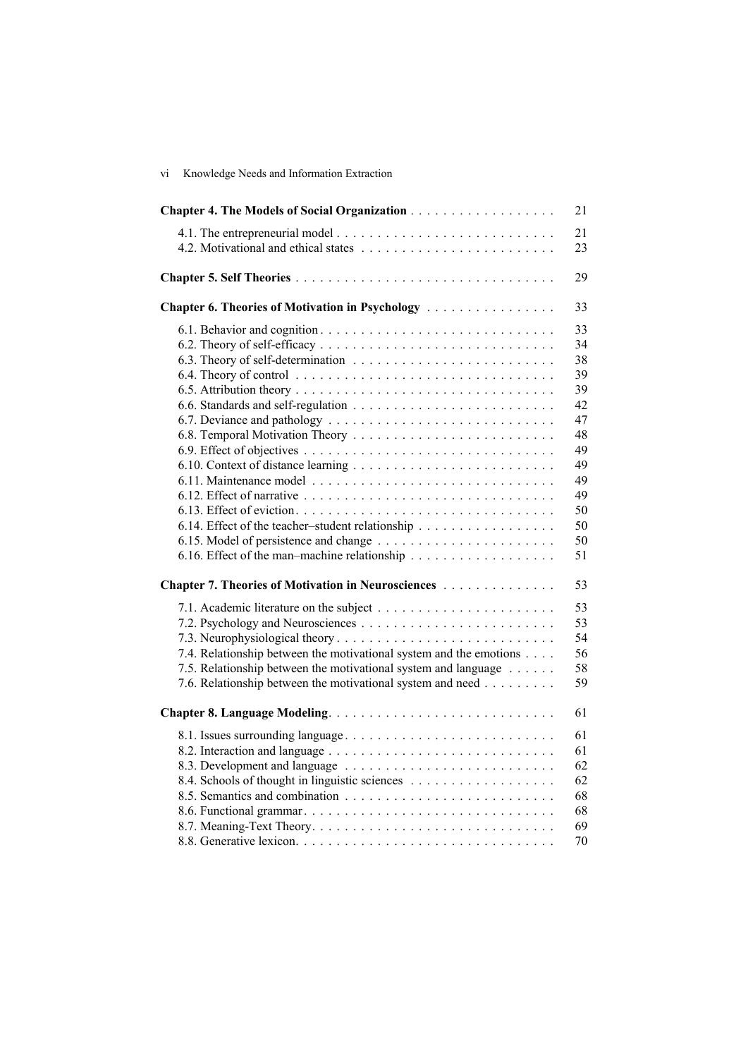**Chapter 4. The Models of Social Organization** . . . . . . . . . . . . . . . . . . 21

4.1. The entrepreneurial model . . . . . . . . . . . . . . . . . . . . . . . . . . . 21
4.2. Motivational and ethical states . . . . . . . . . . . . . . . . . . . . . . . . 23

**Chapter 5. Self Theories** . . . . . . . . . . . . . . . . . . . . . . . . . . . . . . . . 29

**Chapter 6. Theories of Motivation in Psychology** . . . . . . . . . . . . . . . . 33

6.1. Behavior and cognition . . . . . . . . . . . . . . . . . . . . . . . . . . . . 33
6.2. Theory of self-efficacy . . . . . . . . . . . . . . . . . . . . . . . . . . . . 34
6.3. Theory of self-determination . . . . . . . . . . . . . . . . . . . . . . . . . 38
6.4. Theory of control . . . . . . . . . . . . . . . . . . . . . . . . . . . . . . . 39
6.5. Attribution theory . . . . . . . . . . . . . . . . . . . . . . . . . . . . . . . 39
6.6. Standards and self-regulation . . . . . . . . . . . . . . . . . . . . . . . . . 42
6.7. Deviance and pathology . . . . . . . . . . . . . . . . . . . . . . . . . . . . 47
6.8. Temporal Motivation Theory . . . . . . . . . . . . . . . . . . . . . . . . . 48
6.9. Effect of objectives . . . . . . . . . . . . . . . . . . . . . . . . . . . . . . 49
6.10. Context of distance learning . . . . . . . . . . . . . . . . . . . . . . . . . 49
6.11. Maintenance model . . . . . . . . . . . . . . . . . . . . . . . . . . . . . . 49
6.12. Effect of narrative . . . . . . . . . . . . . . . . . . . . . . . . . . . . . . 49
6.13. Effect of eviction . . . . . . . . . . . . . . . . . . . . . . . . . . . . . . . 50
6.14. Effect of the teacher–student relationship . . . . . . . . . . . . . . . . . 50
6.15. Model of persistence and change . . . . . . . . . . . . . . . . . . . . . . 50
6.16. Effect of the man–machine relationship . . . . . . . . . . . . . . . . . . 51

**Chapter 7. Theories of Motivation in Neurosciences** . . . . . . . . . . . . . . 53

7.1. Academic literature on the subject . . . . . . . . . . . . . . . . . . . . . . 53
7.2. Psychology and Neurosciences . . . . . . . . . . . . . . . . . . . . . . . . 53
7.3. Neurophysiological theory . . . . . . . . . . . . . . . . . . . . . . . . . . . 54
7.4. Relationship between the motivational system and the emotions . . . . 56
7.5. Relationship between the motivational system and language . . . . . . 58
7.6. Relationship between the motivational system and need . . . . . . . . . 59

**Chapter 8. Language Modeling** . . . . . . . . . . . . . . . . . . . . . . . . . . . 61

8.1. Issues surrounding language . . . . . . . . . . . . . . . . . . . . . . . . . . 61
8.2. Interaction and language . . . . . . . . . . . . . . . . . . . . . . . . . . . . 61
8.3. Development and language . . . . . . . . . . . . . . . . . . . . . . . . . . 62
8.4. Schools of thought in linguistic sciences . . . . . . . . . . . . . . . . . . 62
8.5. Semantics and combination . . . . . . . . . . . . . . . . . . . . . . . . . . 68
8.6. Functional grammar . . . . . . . . . . . . . . . . . . . . . . . . . . . . . . . 68
8.7. Meaning-Text Theory . . . . . . . . . . . . . . . . . . . . . . . . . . . . . . 69
8.8. Generative lexicon . . . . . . . . . . . . . . . . . . . . . . . . . . . . . . . 70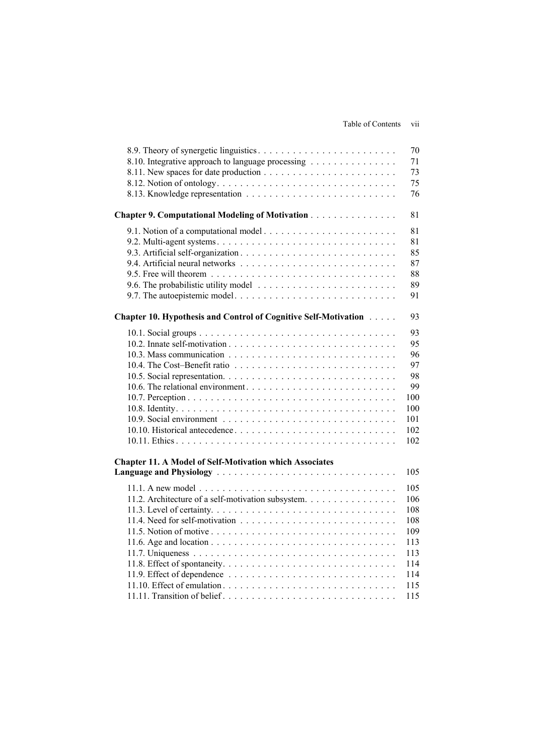8.9. Theory of synergetic linguistics . . . . . . . . . . . . . . . . . . . . . . . . 70
8.10. Integrative approach to language processing . . . . . . . . . . . . . . . 71
8.11. New spaces for date production . . . . . . . . . . . . . . . . . . . . . . . 73
8.12. Notion of ontology . . . . . . . . . . . . . . . . . . . . . . . . . . . . . . 75
8.13. Knowledge representation . . . . . . . . . . . . . . . . . . . . . . . . . . 76

**Chapter 9. Computational Modeling of Motivation** . . . . . . . . . . . . . . . 81

9.1. Notion of a computational model . . . . . . . . . . . . . . . . . . . . . . . 81
9.2. Multi-agent systems . . . . . . . . . . . . . . . . . . . . . . . . . . . . . . 81
9.3. Artificial self-organization . . . . . . . . . . . . . . . . . . . . . . . . . . 85
9.4. Artificial neural networks . . . . . . . . . . . . . . . . . . . . . . . . . . . 87
9.5. Free will theorem . . . . . . . . . . . . . . . . . . . . . . . . . . . . . . . 88
9.6. The probabilistic utility model . . . . . . . . . . . . . . . . . . . . . . . . 89
9.7. The autoepistemic model . . . . . . . . . . . . . . . . . . . . . . . . . . . 91

**Chapter 10. Hypothesis and Control of Cognitive Self-Motivation** . . . . . 93

10.1. Social groups . . . . . . . . . . . . . . . . . . . . . . . . . . . . . . . . . 93
10.2. Innate self-motivation . . . . . . . . . . . . . . . . . . . . . . . . . . . . 95
10.3. Mass communication . . . . . . . . . . . . . . . . . . . . . . . . . . . . . 96
10.4. The Cost–Benefit ratio . . . . . . . . . . . . . . . . . . . . . . . . . . . . 97
10.5. Social representation. . . . . . . . . . . . . . . . . . . . . . . . . . . . . 98
10.6. The relational environment . . . . . . . . . . . . . . . . . . . . . . . . . 99
10.7. Perception . . . . . . . . . . . . . . . . . . . . . . . . . . . . . . . . . . . 100
10.8. Identity . . . . . . . . . . . . . . . . . . . . . . . . . . . . . . . . . . . . 100
10.9. Social environment . . . . . . . . . . . . . . . . . . . . . . . . . . . . . . 101
10.10. Historical antecedence . . . . . . . . . . . . . . . . . . . . . . . . . . . 102
10.11. Ethics . . . . . . . . . . . . . . . . . . . . . . . . . . . . . . . . . . . . 102

**Chapter 11. A Model of Self-Motivation which Associates Language and Physiology** . . . . . . . . . . . . . . . . . . . . . . . . . . . . . . 105

11.1. A new model . . . . . . . . . . . . . . . . . . . . . . . . . . . . . . . . . 105
11.2. Architecture of a self-motivation subsystem. . . . . . . . . . . . . . . . 106
11.3. Level of certainty. . . . . . . . . . . . . . . . . . . . . . . . . . . . . . . 108
11.4. Need for self-motivation . . . . . . . . . . . . . . . . . . . . . . . . . . . 108
11.5. Notion of motive . . . . . . . . . . . . . . . . . . . . . . . . . . . . . . . 109
11.6. Age and location . . . . . . . . . . . . . . . . . . . . . . . . . . . . . . . 113
11.7. Uniqueness . . . . . . . . . . . . . . . . . . . . . . . . . . . . . . . . . . 113
11.8. Effect of spontaneity. . . . . . . . . . . . . . . . . . . . . . . . . . . . . 114
11.9. Effect of dependence . . . . . . . . . . . . . . . . . . . . . . . . . . . . . 114
11.10. Effect of emulation . . . . . . . . . . . . . . . . . . . . . . . . . . . . . 115
11.11. Transition of belief . . . . . . . . . . . . . . . . . . . . . . . . . . . . . 115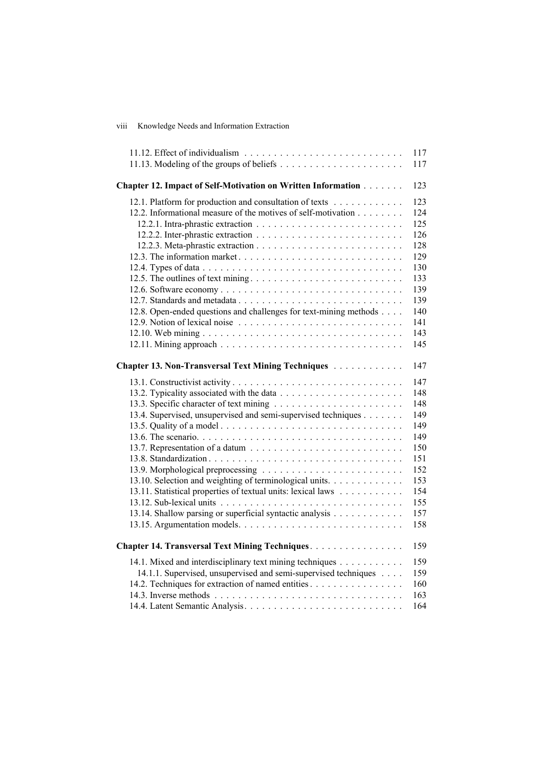11.12. Effect of individualism . . . . . . . . . . . . . . . . . . . . . . . . . . . 117
11.13. Modeling of the groups of beliefs . . . . . . . . . . . . . . . . . . . . . 117

**Chapter 12. Impact of Self-Motivation on Written Information** . . . . . . . 123

12.1. Platform for production and consultation of texts . . . . . . . . . . . . 123
12.2. Informational measure of the motives of self-motivation . . . . . . . . 124
12.2.1. Intra-phrastic extraction . . . . . . . . . . . . . . . . . . . . . . . . . 125
12.2.2. Inter-phrastic extraction . . . . . . . . . . . . . . . . . . . . . . . . . 126
12.2.3. Meta-phrastic extraction . . . . . . . . . . . . . . . . . . . . . . . . . 128
12.3. The information market . . . . . . . . . . . . . . . . . . . . . . . . . . 129
12.4. Types of data . . . . . . . . . . . . . . . . . . . . . . . . . . . . . . . . 130
12.5. The outlines of text mining . . . . . . . . . . . . . . . . . . . . . . . . 133
12.6. Software economy . . . . . . . . . . . . . . . . . . . . . . . . . . . . . 139
12.7. Standards and metadata . . . . . . . . . . . . . . . . . . . . . . . . . . 139
12.8. Open-ended questions and challenges for text-mining methods . . . . 140
12.9. Notion of lexical noise . . . . . . . . . . . . . . . . . . . . . . . . . . 141
12.10. Web mining . . . . . . . . . . . . . . . . . . . . . . . . . . . . . . . . 143
12.11. Mining approach . . . . . . . . . . . . . . . . . . . . . . . . . . . . . 145

**Chapter 13. Non-Transversal Text Mining Techniques** . . . . . . . . . . . 147

13.1. Constructivist activity . . . . . . . . . . . . . . . . . . . . . . . . . . . 147
13.2. Typicality associated with the data . . . . . . . . . . . . . . . . . . . . 148
13.3. Specific character of text mining . . . . . . . . . . . . . . . . . . . . . 148
13.4. Supervised, unsupervised and semi-supervised techniques . . . . . . . 149
13.5. Quality of a model . . . . . . . . . . . . . . . . . . . . . . . . . . . . . 149
13.6. The scenario. . . . . . . . . . . . . . . . . . . . . . . . . . . . . . . . . 149
13.7. Representation of a datum . . . . . . . . . . . . . . . . . . . . . . . . . 150
13.8. Standardization . . . . . . . . . . . . . . . . . . . . . . . . . . . . . . . 151
13.9. Morphological preprocessing . . . . . . . . . . . . . . . . . . . . . . . 152
13.10. Selection and weighting of terminological units. . . . . . . . . . . . . 153
13.11. Statistical properties of textual units: lexical laws . . . . . . . . . . . 154
13.12. Sub-lexical units . . . . . . . . . . . . . . . . . . . . . . . . . . . . . . 155
13.14. Shallow parsing or superficial syntactic analysis . . . . . . . . . . . . 157
13.15. Argumentation models. . . . . . . . . . . . . . . . . . . . . . . . . . . 158

**Chapter 14. Transversal Text Mining Techniques**. . . . . . . . . . . . . . . 159

14.1. Mixed and interdisciplinary text mining techniques . . . . . . . . . . . 159
14.1.1. Supervised, unsupervised and semi-supervised techniques . . . . 159
14.2. Techniques for extraction of named entities . . . . . . . . . . . . . . . 160
14.3. Inverse methods . . . . . . . . . . . . . . . . . . . . . . . . . . . . . . . 163
14.4. Latent Semantic Analysis. . . . . . . . . . . . . . . . . . . . . . . . . . 164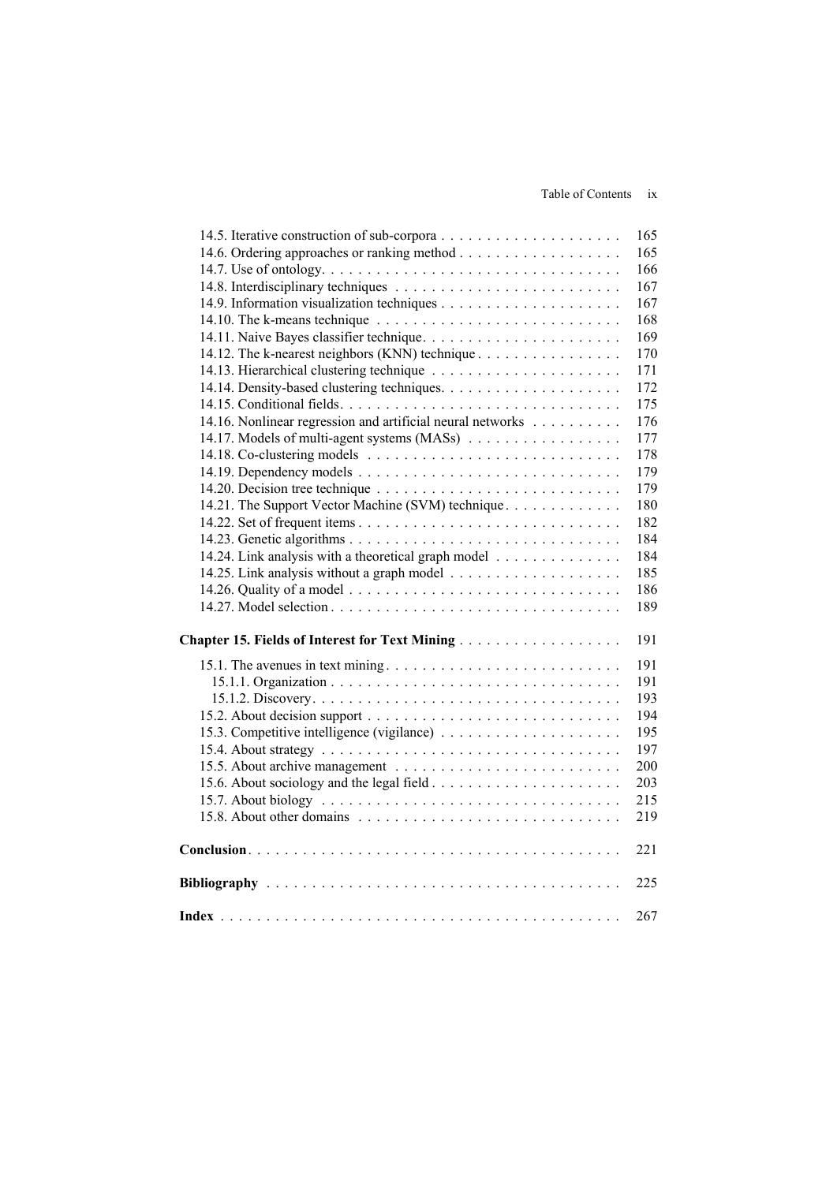14.5. Iterative construction of sub-corpora . . . . . . . . . . . . . . . . . . . . 165
14.6. Ordering approaches or ranking method . . . . . . . . . . . . . . . . . . 165
14.7. Use of ontology. . . . . . . . . . . . . . . . . . . . . . . . . . . . . . . . . . 166
14.8. Interdisciplinary techniques . . . . . . . . . . . . . . . . . . . . . . . . . . 167
14.9. Information visualization techniques . . . . . . . . . . . . . . . . . . . . 167
14.10. The k-means technique . . . . . . . . . . . . . . . . . . . . . . . . . . . 168
14.11. Naive Bayes classifier technique. . . . . . . . . . . . . . . . . . . . . . 169
14.12. The k-nearest neighbors (KNN) technique . . . . . . . . . . . . . . . . 170
14.13. Hierarchical clustering technique . . . . . . . . . . . . . . . . . . . . . 171
14.14. Density-based clustering techniques. . . . . . . . . . . . . . . . . . . . 172
14.15. Conditional fields. . . . . . . . . . . . . . . . . . . . . . . . . . . . . . . 175
14.16. Nonlinear regression and artificial neural networks . . . . . . . . . . 176
14.17. Models of multi-agent systems (MASs) . . . . . . . . . . . . . . . . . 177
14.18. Co-clustering models . . . . . . . . . . . . . . . . . . . . . . . . . . . . 178
14.19. Dependency models . . . . . . . . . . . . . . . . . . . . . . . . . . . . . 179
14.20. Decision tree technique . . . . . . . . . . . . . . . . . . . . . . . . . . . 179
14.21. The Support Vector Machine (SVM) technique . . . . . . . . . . . . . 180
14.22. Set of frequent items . . . . . . . . . . . . . . . . . . . . . . . . . . . . . 182
14.23. Genetic algorithms . . . . . . . . . . . . . . . . . . . . . . . . . . . . . . 184
14.24. Link analysis with a theoretical graph model . . . . . . . . . . . . . . 184
14.25. Link analysis without a graph model . . . . . . . . . . . . . . . . . . . 185
14.26. Quality of a model . . . . . . . . . . . . . . . . . . . . . . . . . . . . . . 186
14.27. Model selection . . . . . . . . . . . . . . . . . . . . . . . . . . . . . . . . 189

**Chapter 15. Fields of Interest for Text Mining** . . . . . . . . . . . . . . . . . . 191

15.1. The avenues in text mining . . . . . . . . . . . . . . . . . . . . . . . . . . 191
15.1.1. Organization . . . . . . . . . . . . . . . . . . . . . . . . . . . . . . . . 191
15.1.2. Discovery. . . . . . . . . . . . . . . . . . . . . . . . . . . . . . . . . . . 193
15.2. About decision support . . . . . . . . . . . . . . . . . . . . . . . . . . . . 194
15.3. Competitive intelligence (vigilance) . . . . . . . . . . . . . . . . . . . . 195
15.4. About strategy . . . . . . . . . . . . . . . . . . . . . . . . . . . . . . . . . 197
15.5. About archive management . . . . . . . . . . . . . . . . . . . . . . . . . 200
15.6. About sociology and the legal field . . . . . . . . . . . . . . . . . . . . . 203
15.7. About biology . . . . . . . . . . . . . . . . . . . . . . . . . . . . . . . . . 215
15.8. About other domains . . . . . . . . . . . . . . . . . . . . . . . . . . . . . 219

**Conclusion**. . . . . . . . . . . . . . . . . . . . . . . . . . . . . . . . . . . . . . . . 221

**Bibliography** . . . . . . . . . . . . . . . . . . . . . . . . . . . . . . . . . . . . . . 225

**Index** . . . . . . . . . . . . . . . . . . . . . . . . . . . . . . . . . . . . . . . . . . 267